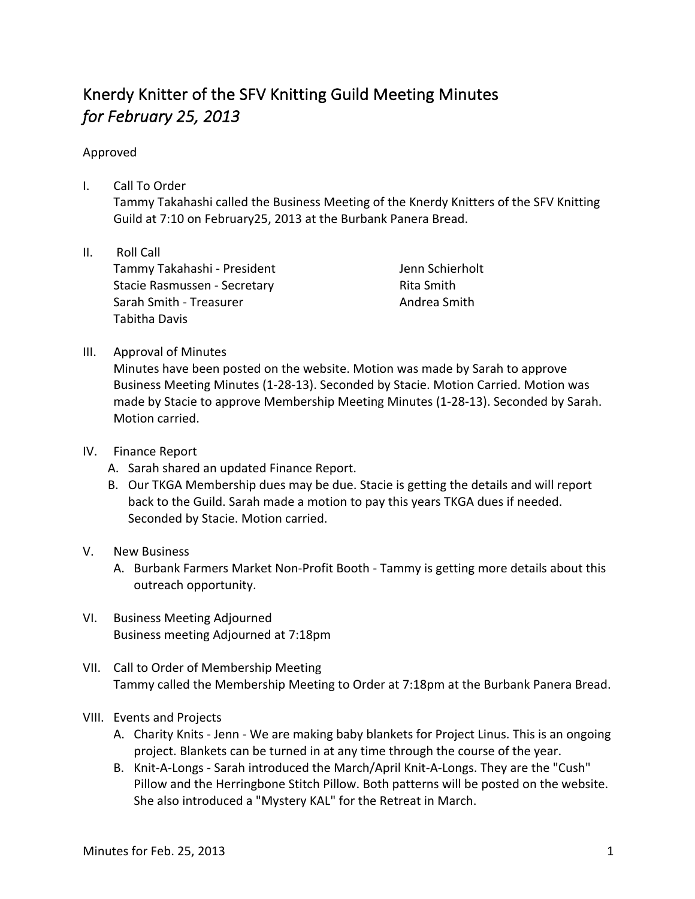# Knerdy Knitter of the SFV Knitting Guild Meeting Minutes
## *for February 25, 2013*

Approved

I. Call To Order
Tammy Takahashi called the Business Meeting of the Knerdy Knitters of the SFV Knitting Guild at 7:10 on February25, 2013 at the Burbank Panera Bread.

II. Roll Call
Tammy Takahashi - President
Stacie Rasmussen - Secretary
Sarah Smith - Treasurer
Tabitha Davis
Jenn Schierholt
Rita Smith
Andrea Smith

III. Approval of Minutes
Minutes have been posted on the website. Motion was made by Sarah to approve Business Meeting Minutes (1-28-13). Seconded by Stacie. Motion Carried. Motion was made by Stacie to approve Membership Meeting Minutes (1-28-13). Seconded by Sarah. Motion carried.

IV. Finance Report
   A. Sarah shared an updated Finance Report.
   B. Our TKGA Membership dues may be due. Stacie is getting the details and will report back to the Guild. Sarah made a motion to pay this years TKGA dues if needed. Seconded by Stacie. Motion carried.

V. New Business
   A. Burbank Farmers Market Non-Profit Booth - Tammy is getting more details about this outreach opportunity.

VI. Business Meeting Adjourned
Business meeting Adjourned at 7:18pm

VII. Call to Order of Membership Meeting
Tammy called the Membership Meeting to Order at 7:18pm at the Burbank Panera Bread.

VIII. Events and Projects
   A. Charity Knits - Jenn - We are making baby blankets for Project Linus. This is an ongoing project. Blankets can be turned in at any time through the course of the year.
   B. Knit-A-Longs - Sarah introduced the March/April Knit-A-Longs. They are the "Cush" Pillow and the Herringbone Stitch Pillow. Both patterns will be posted on the website. She also introduced a "Mystery KAL" for the Retreat in March.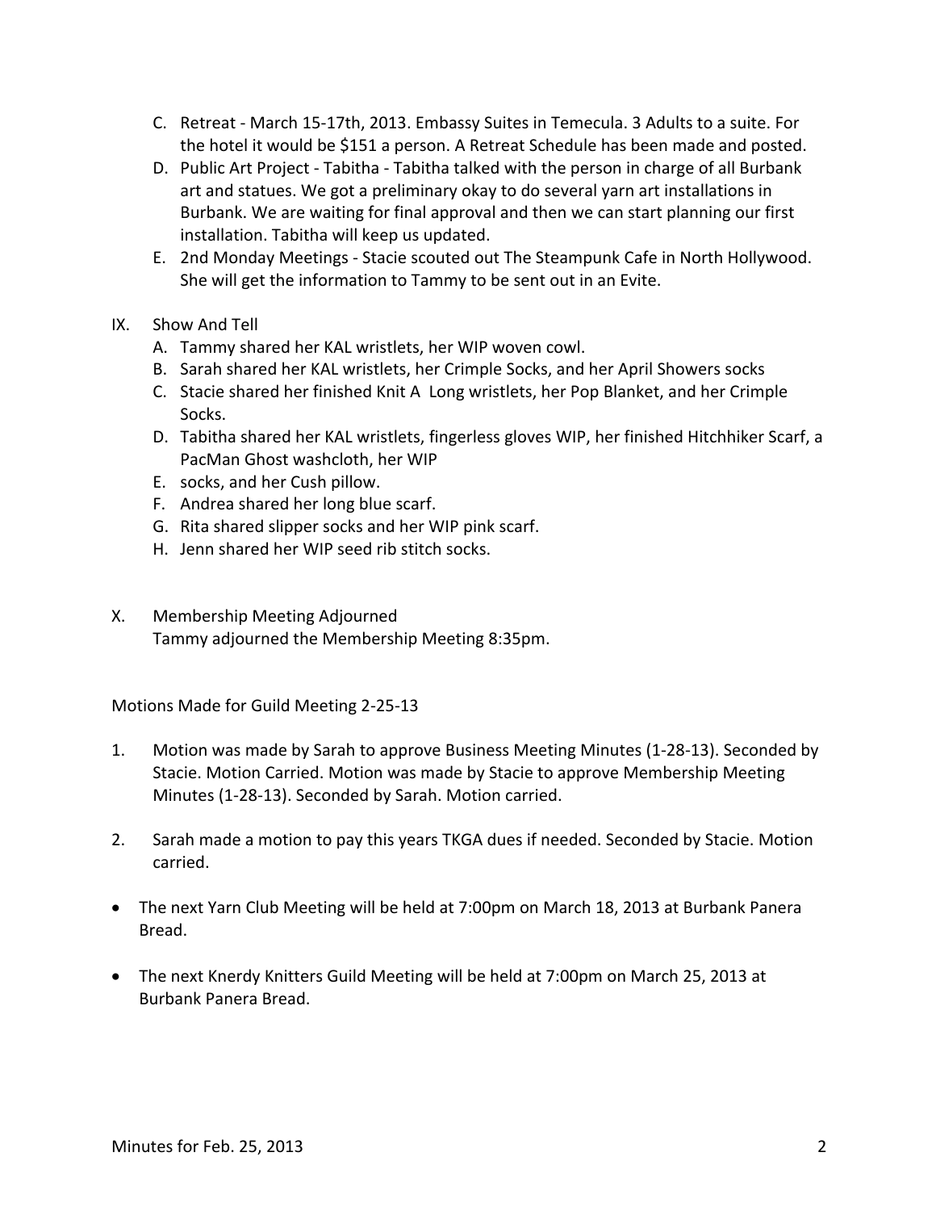C. Retreat - March 15-17th, 2013. Embassy Suites in Temecula. 3 Adults to a suite. For the hotel it would be $151 a person. A Retreat Schedule has been made and posted.
D. Public Art Project - Tabitha - Tabitha talked with the person in charge of all Burbank art and statues. We got a preliminary okay to do several yarn art installations in Burbank. We are waiting for final approval and then we can start planning our first installation. Tabitha will keep us updated.
E. 2nd Monday Meetings - Stacie scouted out The Steampunk Cafe in North Hollywood. She will get the information to Tammy to be sent out in an Evite.

IX. Show And Tell
   A. Tammy shared her KAL wristlets, her WIP woven cowl.
   B. Sarah shared her KAL wristlets, her Crimple Socks, and her April Showers socks
   C. Stacie shared her finished Knit A Long wristlets, her Pop Blanket, and her Crimple Socks.
   D. Tabitha shared her KAL wristlets, fingerless gloves WIP, her finished Hitchhiker Scarf, a PacMan Ghost washcloth, her WIP
   E. socks, and her Cush pillow.
   F. Andrea shared her long blue scarf.
   G. Rita shared slipper socks and her WIP pink scarf.
   H. Jenn shared her WIP seed rib stitch socks.

X. Membership Meeting Adjourned
   Tammy adjourned the Membership Meeting 8:35pm.

Motions Made for Guild Meeting 2-25-13

1. Motion was made by Sarah to approve Business Meeting Minutes (1-28-13). Seconded by Stacie. Motion Carried. Motion was made by Stacie to approve Membership Meeting Minutes (1-28-13). Seconded by Sarah. Motion carried.

2. Sarah made a motion to pay this years TKGA dues if needed. Seconded by Stacie. Motion carried.

- The next Yarn Club Meeting will be held at 7:00pm on March 18, 2013 at Burbank Panera Bread.

- The next Knerdy Knitters Guild Meeting will be held at 7:00pm on March 25, 2013 at Burbank Panera Bread.